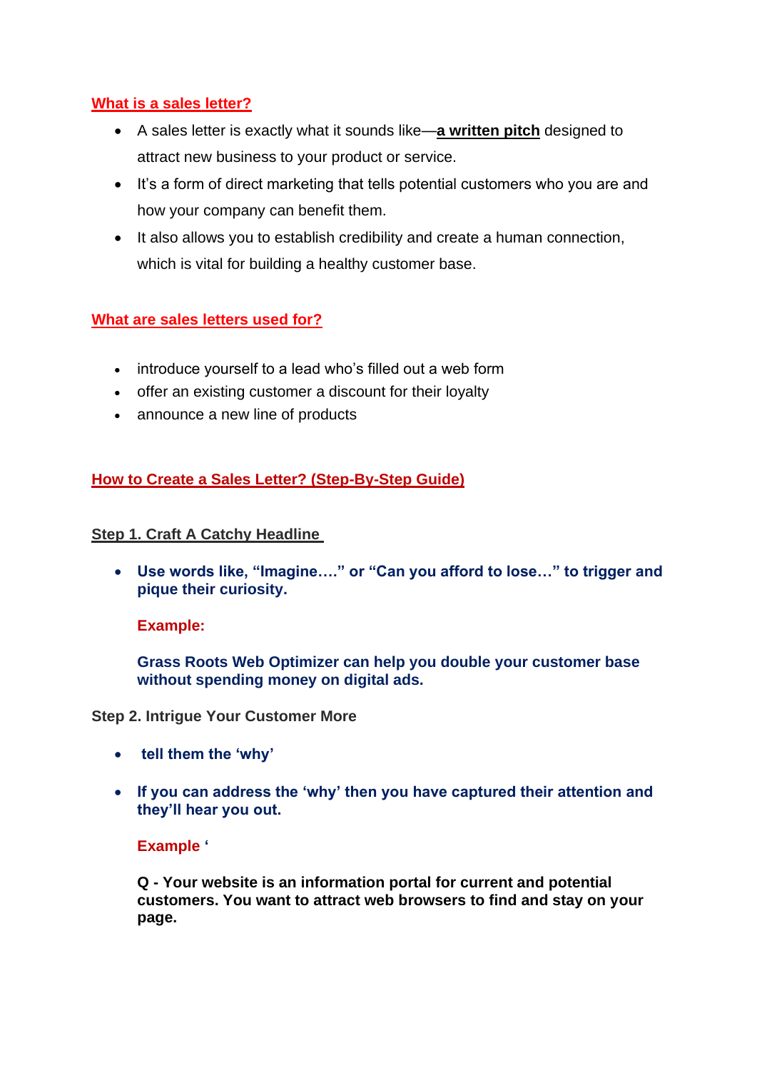## What is a sales letter?

- A sales letter is exactly what it sounds like—**a written pitch** designed to attract new business to your product or service.
- It's a form of direct marketing that tells potential customers who you are and how your company can benefit them.
- It also allows you to establish credibility and create a human connection, which is vital for building a healthy customer base.

## What are sales letters used for?

- introduce yourself to a lead who's filled out a web form
- offer an existing customer a discount for their loyalty
- announce a new line of products

## How to Create a Sales Letter? (Step-By-Step Guide)

### Step 1. Craft A Catchy Headline

- **Use words like, "Imagine…." or "Can you afford to lose…" to trigger and pique their curiosity.**

  **Example:**

  **Grass Roots Web Optimizer can help you double your customer base without spending money on digital ads.**

### Step 2. Intrigue Your Customer More

- **tell them the 'why'**

- **If you can address the 'why' then you have captured their attention and they'll hear you out.**

  **Example '**

  **Q - Your website is an information portal for current and potential customers. You want to attract web browsers to find and stay on your page.**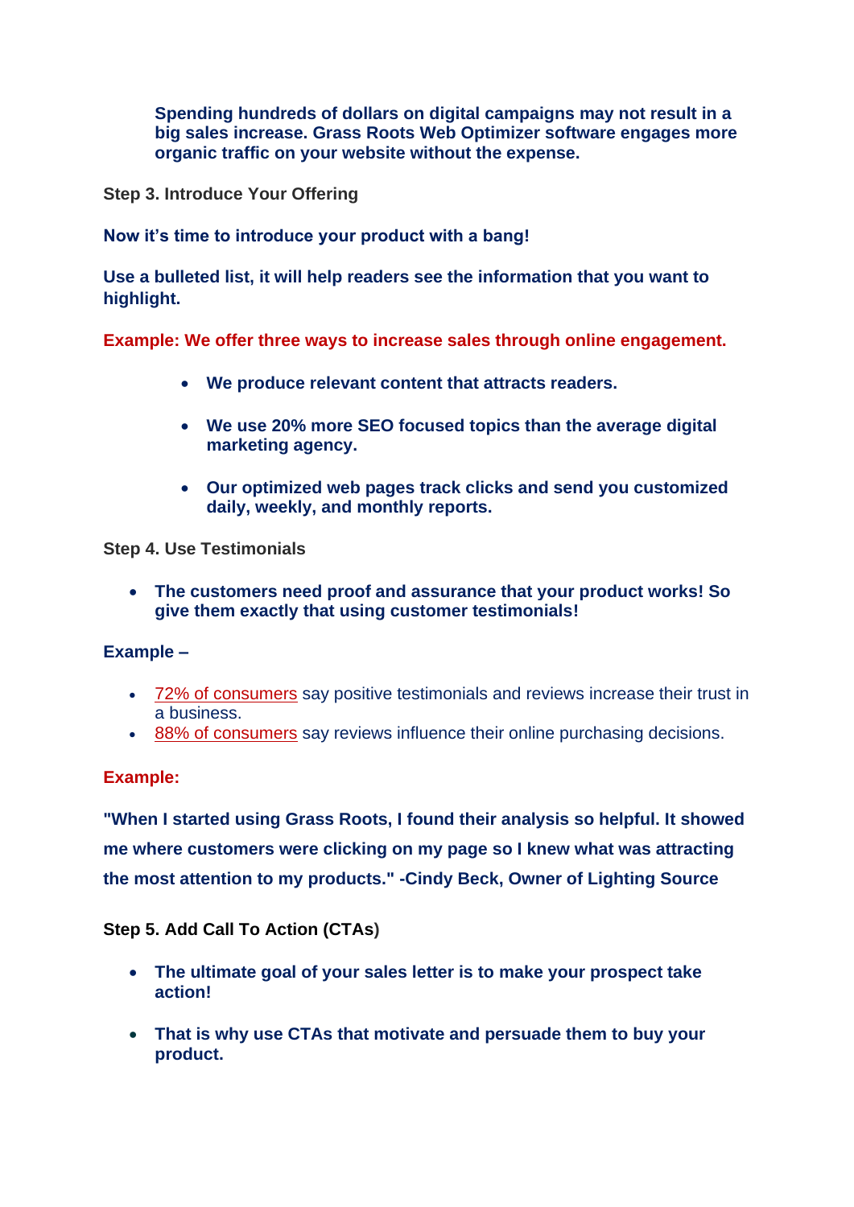**Spending hundreds of dollars on digital campaigns may not result in a big sales increase. Grass Roots Web Optimizer software engages more organic traffic on your website without the expense.**

**Step 3. Introduce Your Offering**

**Now it's time to introduce your product with a bang!**

**Use a bulleted list, it will help readers see the information that you want to highlight.**

**Example: We offer three ways to increase sales through online engagement.**

- **We produce relevant content that attracts readers.**
- **We use 20% more SEO focused topics than the average digital marketing agency.**
- **Our optimized web pages track clicks and send you customized daily, weekly, and monthly reports.**

**Step 4. Use Testimonials**

- **The customers need proof and assurance that your product works! So give them exactly that using customer testimonials!**

**Example –**

- 72% of consumers say positive testimonials and reviews increase their trust in a business.
- 88% of consumers say reviews influence their online purchasing decisions.

**Example:**

**"When I started using Grass Roots, I found their analysis so helpful. It showed me where customers were clicking on my page so I knew what was attracting the most attention to my products." -Cindy Beck, Owner of Lighting Source**

**Step 5. Add Call To Action (CTAs)**

- **The ultimate goal of your sales letter is to make your prospect take action!**
- **That is why use CTAs that motivate and persuade them to buy your product.**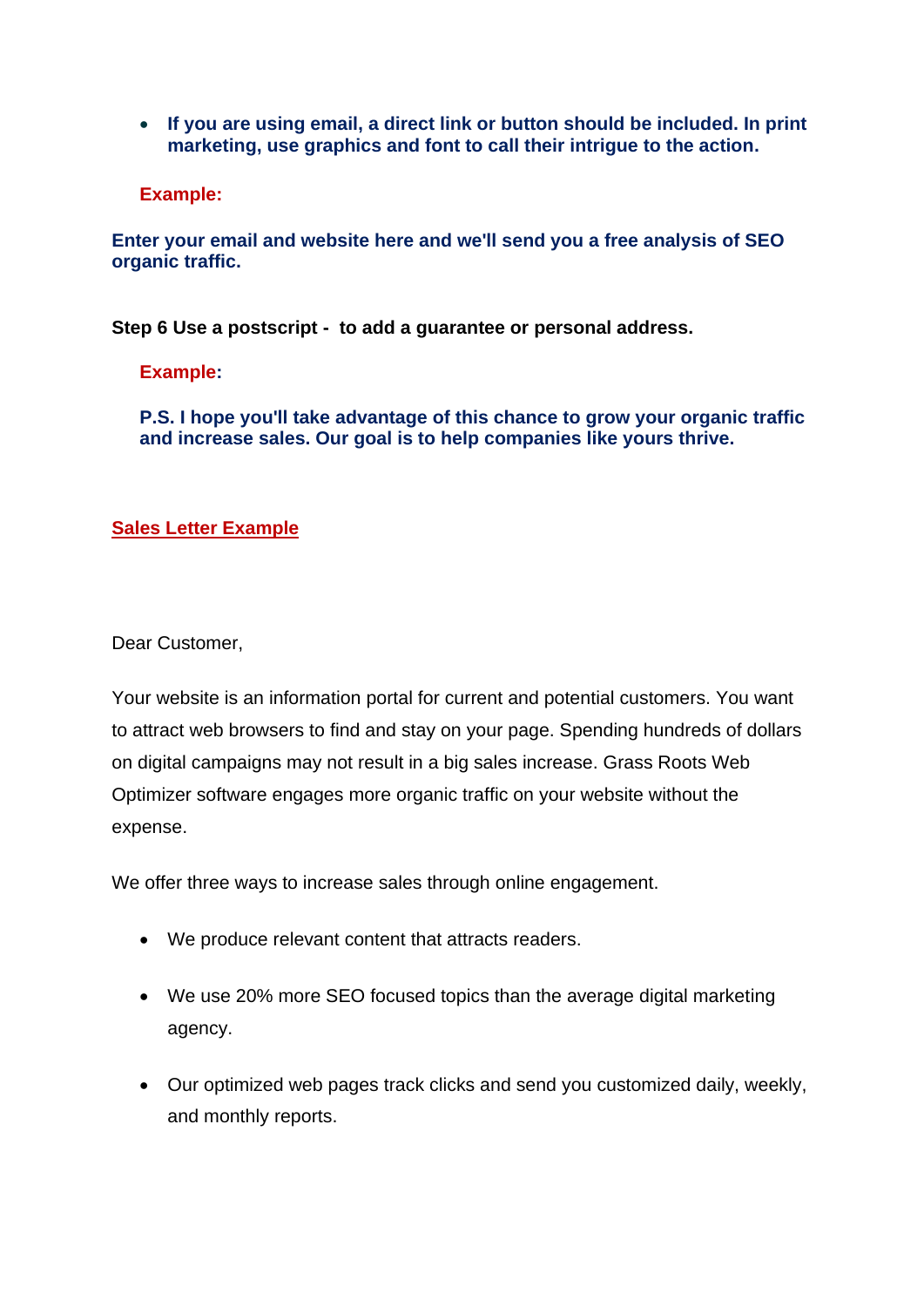- **If you are using email, a direct link or button should be included. In print marketing, use graphics and font to call their intrigue to the action.**

**Example:**

**Enter your email and website here and we'll send you a free analysis of SEO organic traffic.**

**Step 6 Use a postscript - to add a guarantee or personal address.**

**Example:**

**P.S. I hope you'll take advantage of this chance to grow your organic traffic and increase sales. Our goal is to help companies like yours thrive.**

## **Sales Letter Example**

Dear Customer,

Your website is an information portal for current and potential customers. You want to attract web browsers to find and stay on your page. Spending hundreds of dollars on digital campaigns may not result in a big sales increase. Grass Roots Web Optimizer software engages more organic traffic on your website without the expense.

We offer three ways to increase sales through online engagement.

- We produce relevant content that attracts readers.
- We use 20% more SEO focused topics than the average digital marketing agency.
- Our optimized web pages track clicks and send you customized daily, weekly, and monthly reports.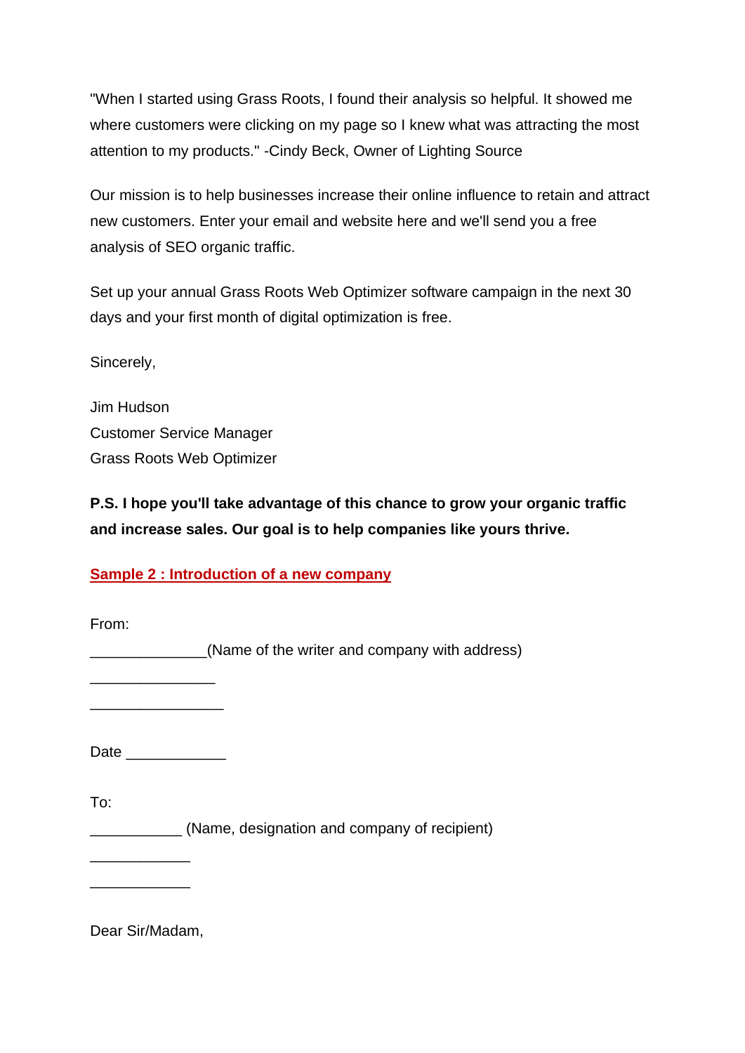"When I started using Grass Roots, I found their analysis so helpful. It showed me where customers were clicking on my page so I knew what was attracting the most attention to my products." -Cindy Beck, Owner of Lighting Source

Our mission is to help businesses increase their online influence to retain and attract new customers. Enter your email and website here and we'll send you a free analysis of SEO organic traffic.

Set up your annual Grass Roots Web Optimizer software campaign in the next 30 days and your first month of digital optimization is free.

Sincerely,

Jim Hudson
Customer Service Manager
Grass Roots Web Optimizer

**P.S. I hope you'll take advantage of this chance to grow your organic traffic and increase sales. Our goal is to help companies like yours thrive.**

## Sample 2 : Introduction of a new company

From:
______________(Name of the writer and company with address)
_______________
________________

Date ____________

To:
___________ (Name, designation and company of recipient)
____________
____________

Dear Sir/Madam,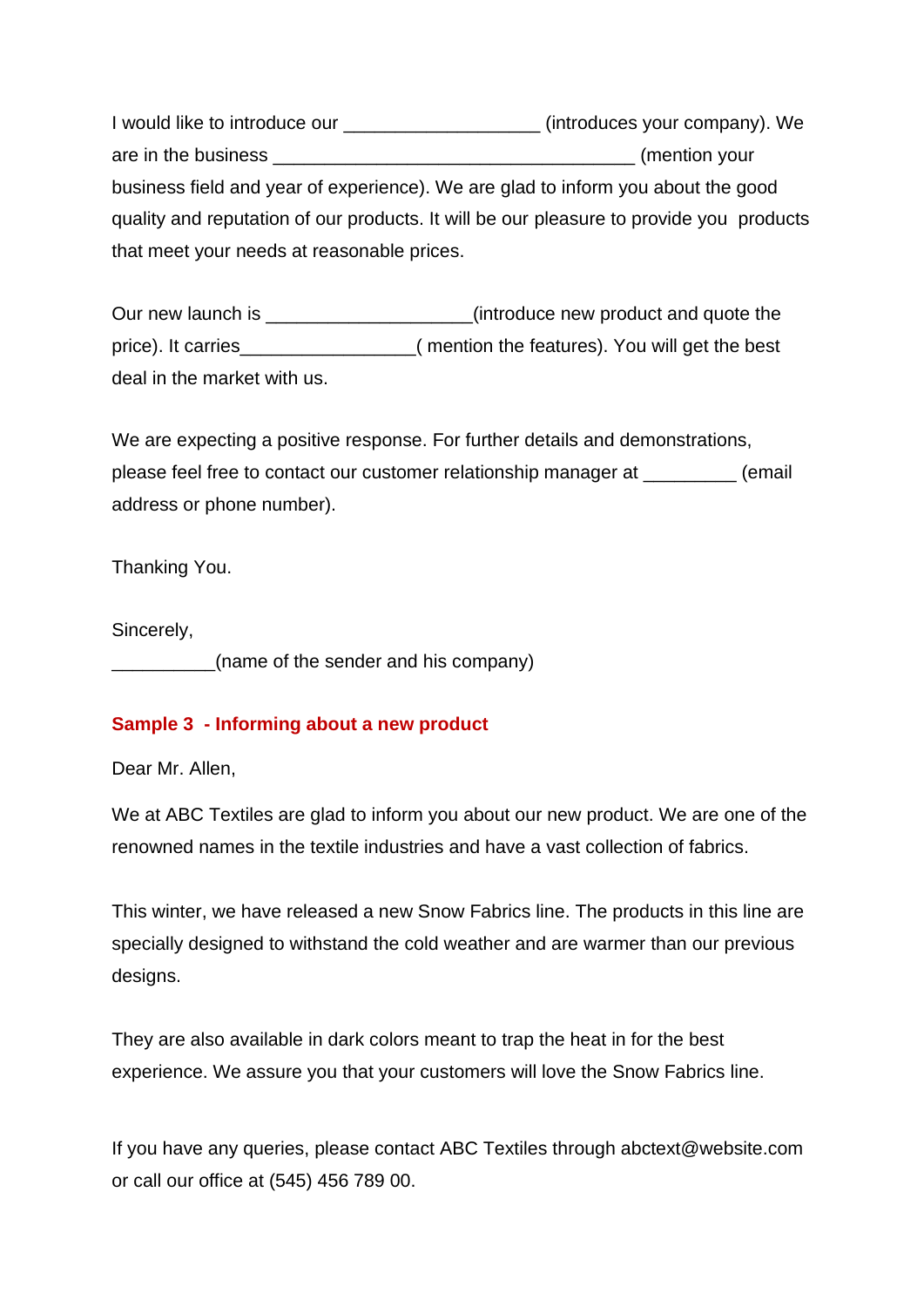I would like to introduce our __________________ (introduces your company). We are in the business __________________________________ (mention your business field and year of experience). We are glad to inform you about the good quality and reputation of our products. It will be our pleasure to provide you products that meet your needs at reasonable prices.

Our new launch is ___________________(introduce new product and quote the price). It carries________________( mention the features). You will get the best deal in the market with us.

We are expecting a positive response. For further details and demonstrations, please feel free to contact our customer relationship manager at _________ (email address or phone number).

Thanking You.

Sincerely,
__________(name of the sender and his company)

**Sample 3 - Informing about a new product**

Dear Mr. Allen,

We at ABC Textiles are glad to inform you about our new product. We are one of the renowned names in the textile industries and have a vast collection of fabrics.

This winter, we have released a new Snow Fabrics line. The products in this line are specially designed to withstand the cold weather and are warmer than our previous designs.

They are also available in dark colors meant to trap the heat in for the best experience. We assure you that your customers will love the Snow Fabrics line.

If you have any queries, please contact ABC Textiles through abctext@website.com or call our office at (545) 456 789 00.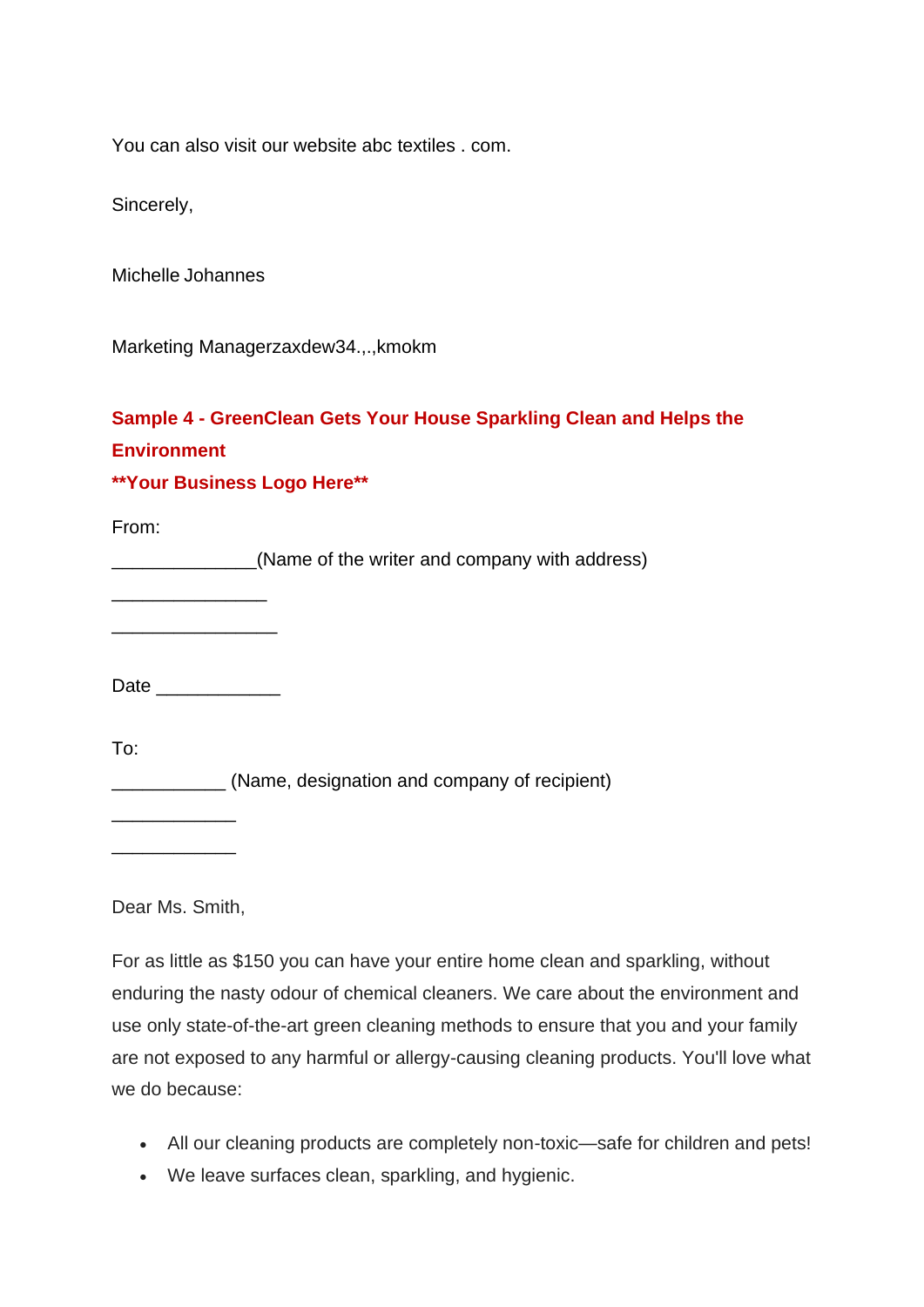You can also visit our website abc textiles . com.

Sincerely,

Michelle Johannes

Marketing Managerzaxdew34.,.,kmokm

## Sample 4 - GreenClean Gets Your House Sparkling Clean and Helps the Environment

**\*\*Your Business Logo Here\*\***

From:

______________(Name of the writer and company with address)

_______________

________________

Date ____________

To:

___________ (Name, designation and company of recipient)

____________

____________

Dear Ms. Smith,

For as little as $150 you can have your entire home clean and sparkling, without enduring the nasty odour of chemical cleaners. We care about the environment and use only state-of-the-art green cleaning methods to ensure that you and your family are not exposed to any harmful or allergy-causing cleaning products. You'll love what we do because:

- All our cleaning products are completely non-toxic—safe for children and pets!
- We leave surfaces clean, sparkling, and hygienic.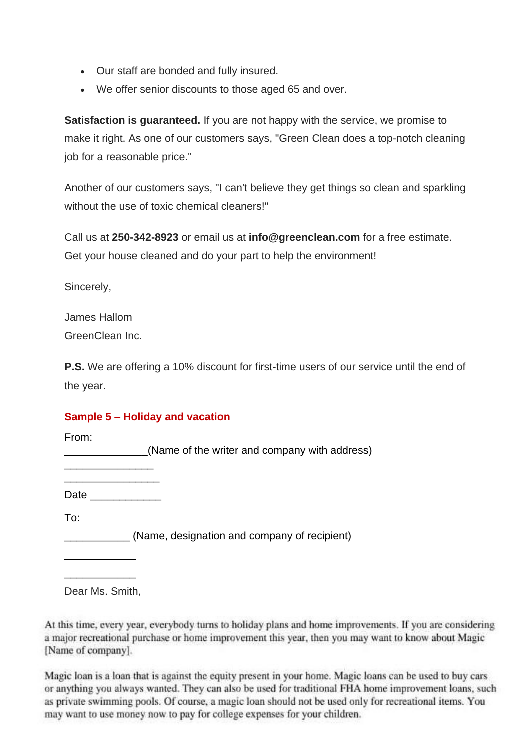- Our staff are bonded and fully insured.
- We offer senior discounts to those aged 65 and over.

**Satisfaction is guaranteed.** If you are not happy with the service, we promise to make it right. As one of our customers says, "Green Clean does a top-notch cleaning job for a reasonable price."

Another of our customers says, "I can't believe they get things so clean and sparkling without the use of toxic chemical cleaners!"

Call us at **250-342-8923** or email us at **info@greenclean.com** for a free estimate. Get your house cleaned and do your part to help the environment!

Sincerely,

James Hallom
GreenClean Inc.

**P.S.** We are offering a 10% discount for first-time users of our service until the end of the year.

### Sample 5 – Holiday and vacation

From:
_____________(Name of the writer and company with address)
______________
_______________

Date ___________

To:
__________ (Name, designation and company of recipient)
___________
___________

Dear Ms. Smith,

At this time, every year, everybody turns to holiday plans and home improvements. If you are considering a major recreational purchase or home improvement this year, then you may want to know about Magic [Name of company].

Magic loan is a loan that is against the equity present in your home. Magic loans can be used to buy cars or anything you always wanted. They can also be used for traditional FHA home improvement loans, such as private swimming pools. Of course, a magic loan should not be used only for recreational items. You may want to use money now to pay for college expenses for your children.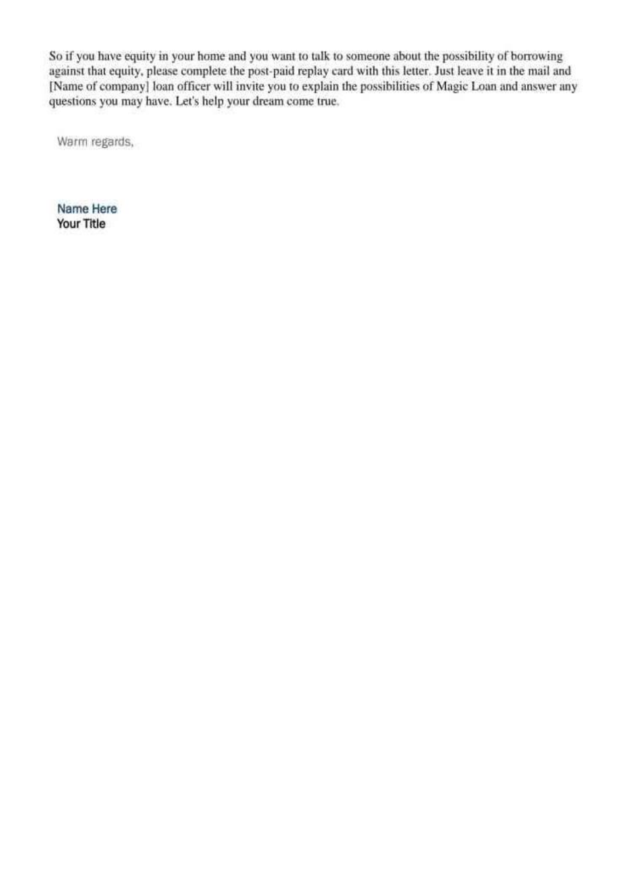So if you have equity in your home and you want to talk to someone about the possibility of borrowing against that equity, please complete the post-paid replay card with this letter. Just leave it in the mail and [Name of company] loan officer will invite you to explain the possibilities of Magic Loan and answer any questions you may have. Let's help your dream come true.

Warm regards,

Name Here
Your Title